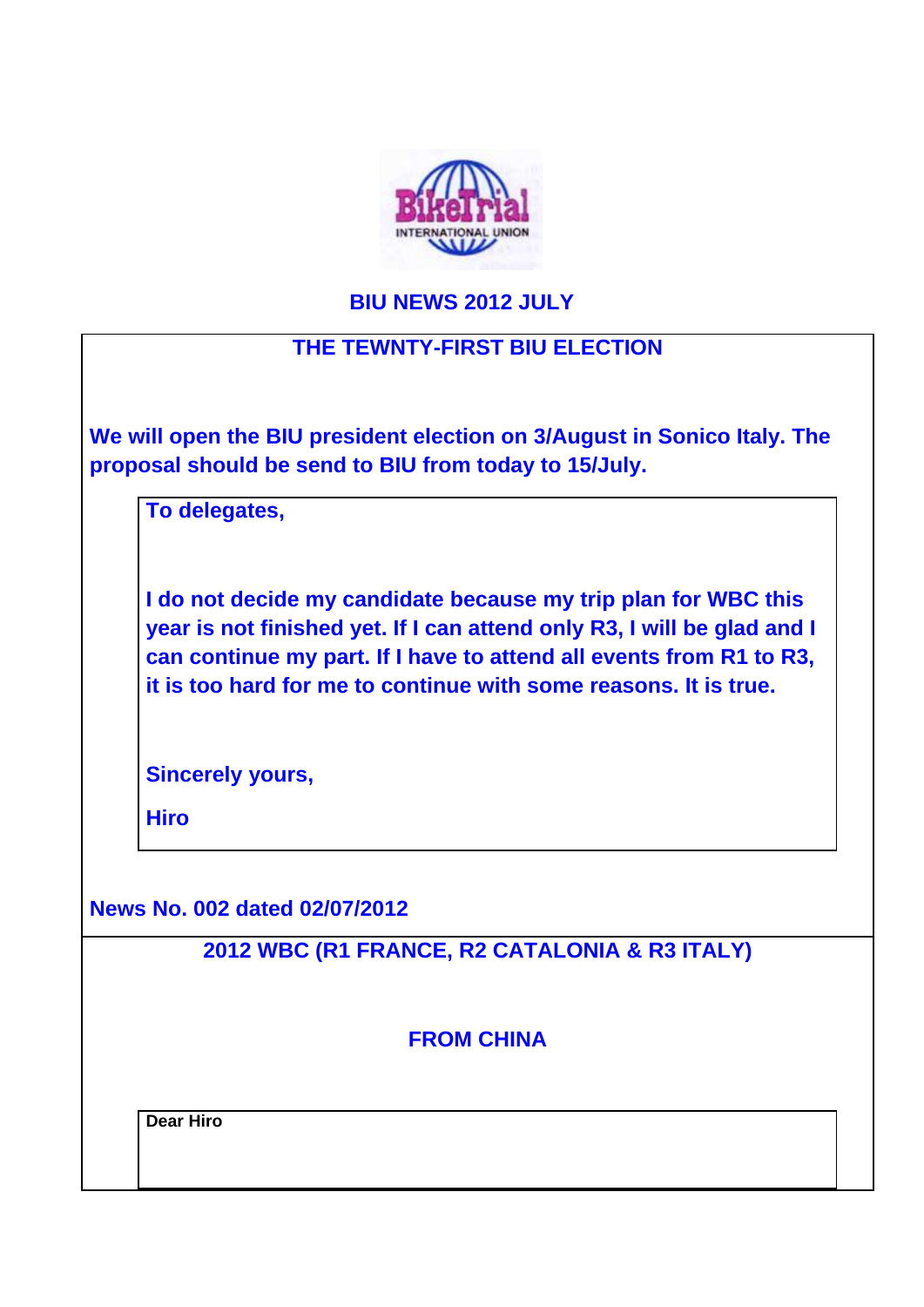# BIU NEWS 2012 JULY

## THE TEWNTY-FIRST BIU ELECTION

**We will open the BIU president election on 3/August in Sonico Italy. The proposal should be send to BIU from today to 15/July.**

> **To delegates,**
>
> **I do not decide my candidate because my trip plan for WBC this year is not finished yet. If I can attend only R3, I will be glad and I can continue my part. If I have to attend all events from R1 to R3, it is too hard for me to continue with some reasons. It is true.**
>
> **Sincerely yours,**
>
> **Hiro**

**News No. 002 dated 02/07/2012**

## 2012 WBC (R1 FRANCE, R2 CATALONIA & R3 ITALY)

### FROM CHINA

> **Dear Hiro**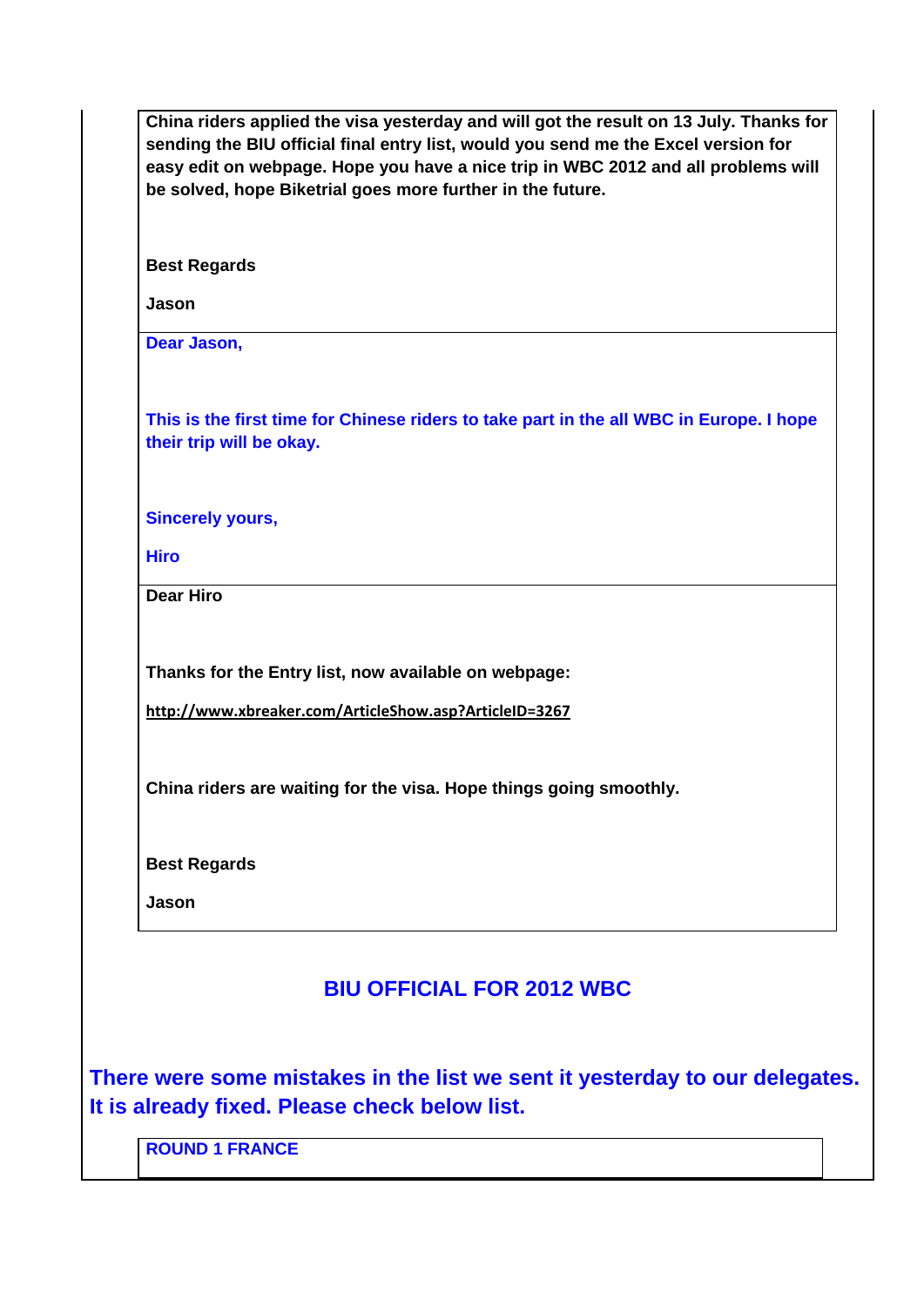**China riders applied the visa yesterday and will got the result on 13 July. Thanks for sending the BIU official final entry list, would you send me the Excel version for easy edit on webpage. Hope you have a nice trip in WBC 2012 and all problems will be solved, hope Biketrial goes more further in the future.**

**Best Regards**

**Jason**

**Dear Jason,**

**This is the first time for Chinese riders to take part in the all WBC in Europe. I hope their trip will be okay.**

**Sincerely yours,**

**Hiro**

**Dear Hiro**

**Thanks for the Entry list, now available on webpage:**

**http://www.xbreaker.com/ArticleShow.asp?ArticleID=3267**

**China riders are waiting for the visa. Hope things going smoothly.**

**Best Regards**

**Jason**

## BIU OFFICIAL FOR 2012 WBC

**There were some mistakes in the list we sent it yesterday to our delegates. It is already fixed. Please check below list.**

**ROUND 1 FRANCE**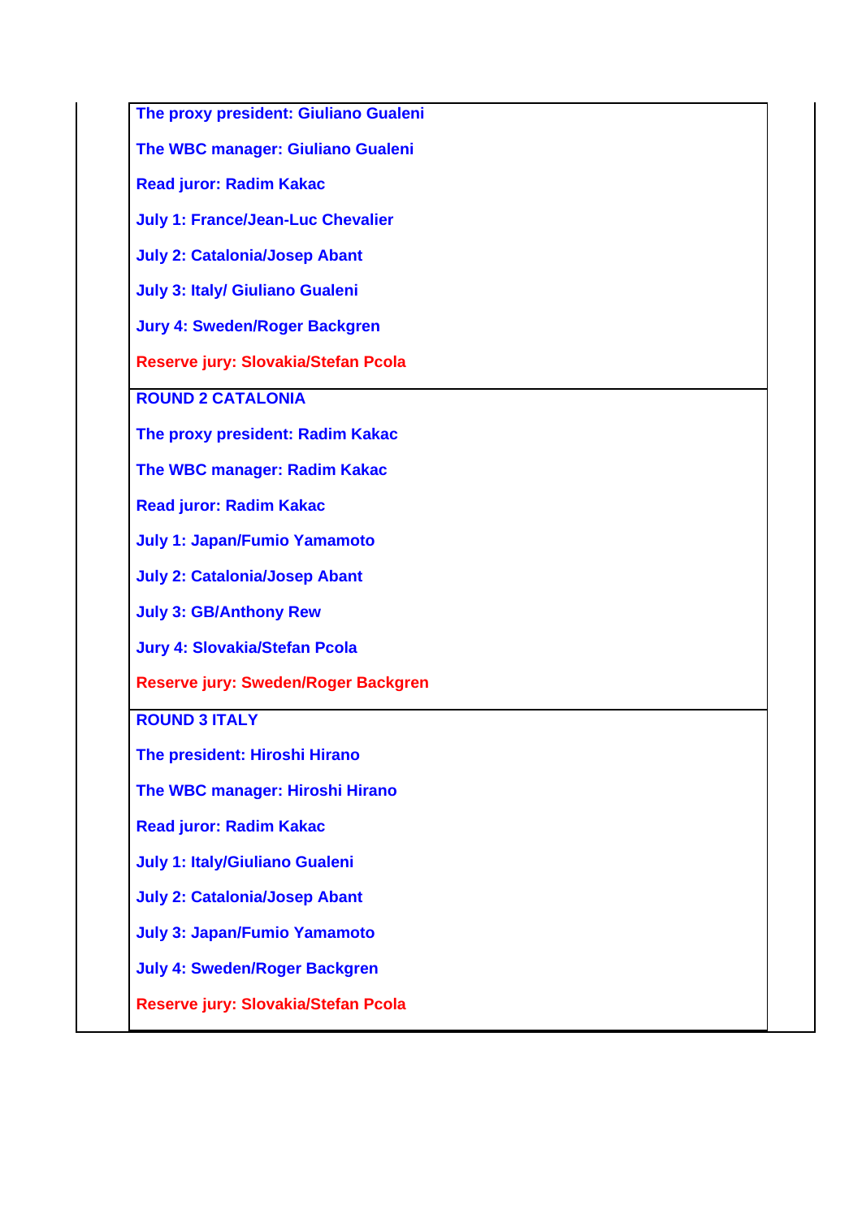**The proxy president: Giuliano Gualeni**

**The WBC manager: Giuliano Gualeni**

**Read juror: Radim Kakac**

**July 1: France/Jean-Luc Chevalier**

**July 2: Catalonia/Josep Abant**

**July 3: Italy/ Giuliano Gualeni**

**Jury 4: Sweden/Roger Backgren**

**Reserve jury: Slovakia/Stefan Pcola**

**ROUND 2 CATALONIA**

**The proxy president: Radim Kakac**

**The WBC manager: Radim Kakac**

**Read juror: Radim Kakac**

**July 1: Japan/Fumio Yamamoto**

**July 2: Catalonia/Josep Abant**

**July 3: GB/Anthony Rew**

**Jury 4: Slovakia/Stefan Pcola**

**Reserve jury: Sweden/Roger Backgren**

**ROUND 3 ITALY**

**The president: Hiroshi Hirano**

**The WBC manager: Hiroshi Hirano**

**Read juror: Radim Kakac**

**July 1: Italy/Giuliano Gualeni**

**July 2: Catalonia/Josep Abant**

**July 3: Japan/Fumio Yamamoto**

**July 4: Sweden/Roger Backgren**

**Reserve jury: Slovakia/Stefan Pcola**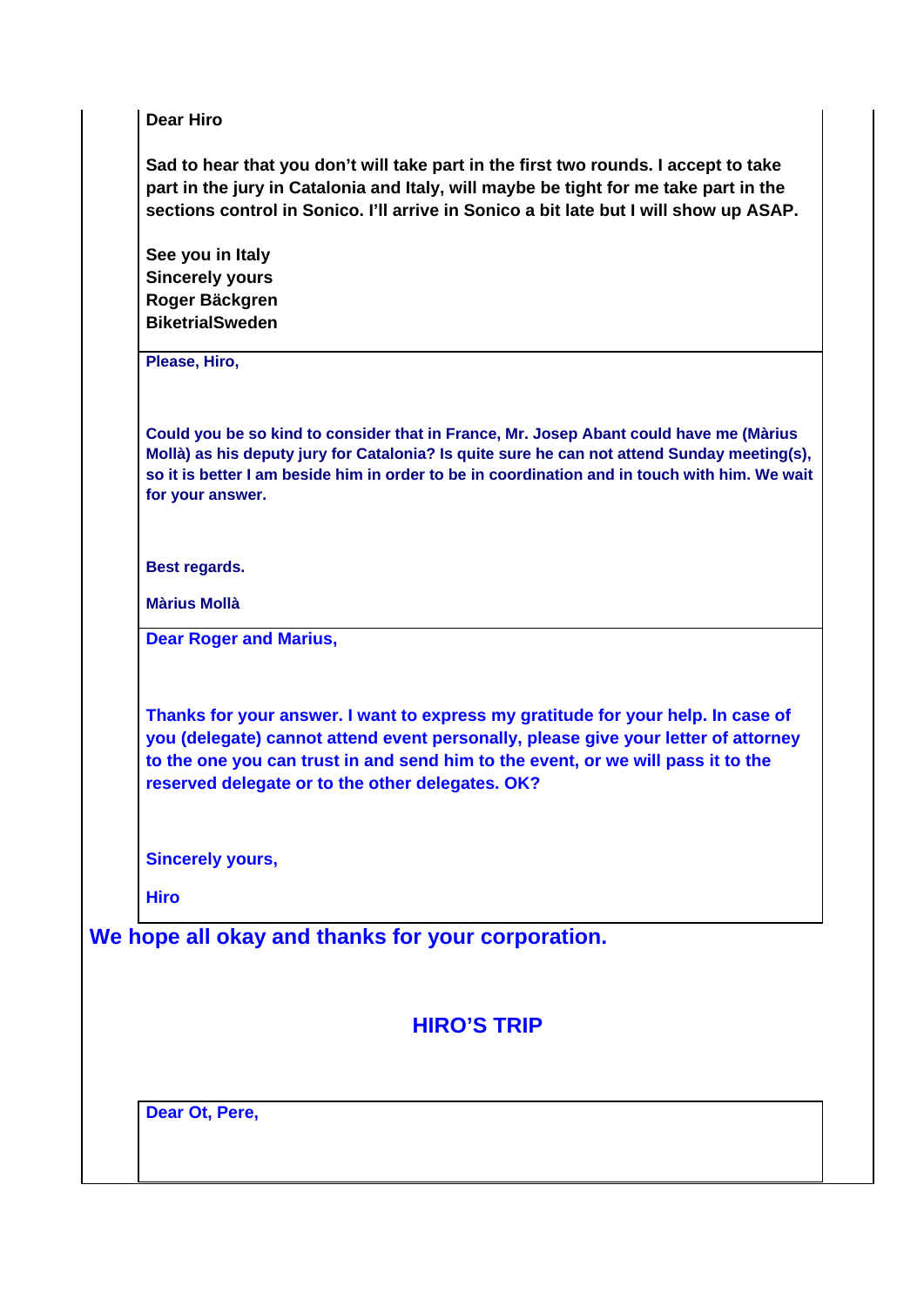**Dear Hiro**

**Sad to hear that you don't will take part in the first two rounds. I accept to take part in the jury in Catalonia and Italy, will maybe be tight for me take part in the sections control in Sonico. I'll arrive in Sonico a bit late but I will show up ASAP.**

**See you in Italy**
**Sincerely yours**
**Roger Bäckgren**
**BiketrialSweden**

---

**Please, Hiro,**

**Could you be so kind to consider that in France, Mr. Josep Abant could have me (Màrius Mollà) as his deputy jury for Catalonia? Is quite sure he can not attend Sunday meeting(s), so it is better I am beside him in order to be in coordination and in touch with him. We wait for your answer.**

**Best regards.**

**Màrius Mollà**

---

**Dear Roger and Marius,**

**Thanks for your answer. I want to express my gratitude for your help. In case of you (delegate) cannot attend event personally, please give your letter of attorney to the one you can trust in and send him to the event, or we will pass it to the reserved delegate or to the other delegates. OK?**

**Sincerely yours,**

**Hiro**

---

**We hope all okay and thanks for your corporation.**

## HIRO'S TRIP

**Dear Ot, Pere,**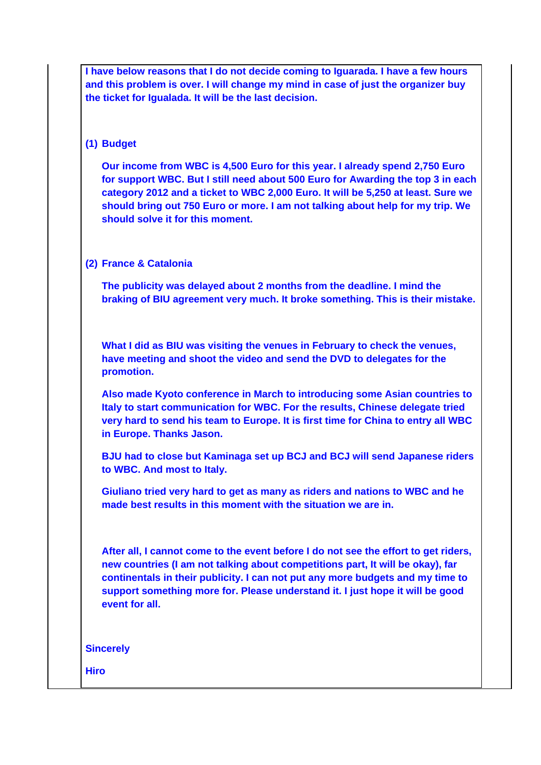**I have below reasons that I do not decide coming to Iguarada. I have a few hours and this problem is over. I will change my mind in case of just the organizer buy the ticket for Igualada. It will be the last decision.**

**(1) Budget**

**Our income from WBC is 4,500 Euro for this year. I already spend 2,750 Euro for support WBC. But I still need about 500 Euro for Awarding the top 3 in each category 2012 and a ticket to WBC 2,000 Euro. It will be 5,250 at least. Sure we should bring out 750 Euro or more. I am not talking about help for my trip. We should solve it for this moment.**

**(2) France & Catalonia**

**The publicity was delayed about 2 months from the deadline. I mind the braking of BIU agreement very much. It broke something. This is their mistake.**

**What I did as BIU was visiting the venues in February to check the venues, have meeting and shoot the video and send the DVD to delegates for the promotion.**

**Also made Kyoto conference in March to introducing some Asian countries to Italy to start communication for WBC. For the results, Chinese delegate tried very hard to send his team to Europe. It is first time for China to entry all WBC in Europe. Thanks Jason.**

**BJU had to close but Kaminaga set up BCJ and BCJ will send Japanese riders to WBC. And most to Italy.**

**Giuliano tried very hard to get as many as riders and nations to WBC and he made best results in this moment with the situation we are in.**

**After all, I cannot come to the event before I do not see the effort to get riders, new countries (I am not talking about competitions part, It will be okay), far continentals in their publicity. I can not put any more budgets and my time to support something more for. Please understand it. I just hope it will be good event for all.**

**Sincerely**

**Hiro**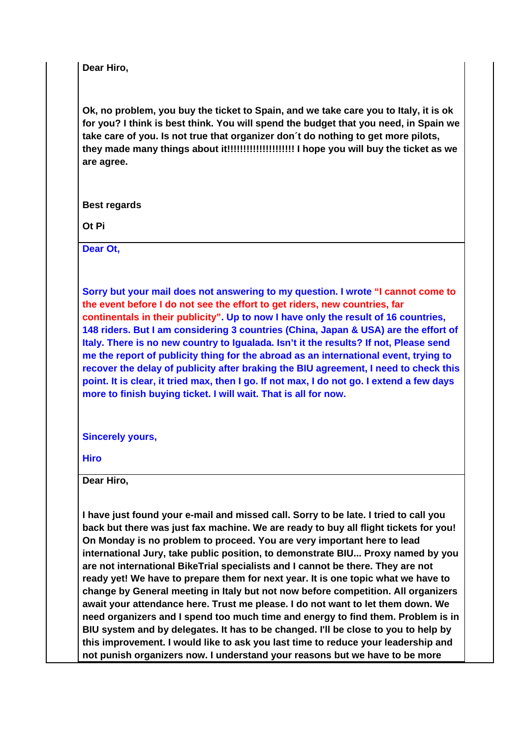**Dear Hiro,**

**Ok, no problem, you buy the ticket to Spain, and we take care you to Italy, it is ok for you? I think is best think. You will spend the budget that you need, in Spain we take care of you. Is not true that organizer don´t do nothing to get more pilots, they made many things about it!!!!!!!!!!!!!!!!!!!! I hope you will buy the ticket as we are agree.**

**Best regards**

**Ot Pi**

---

**Dear Ot,**

**Sorry but your mail does not answering to my question. I wrote "I cannot come to the event before I do not see the effort to get riders, new countries, far continentals in their publicity". Up to now I have only the result of 16 countries, 148 riders. But I am considering 3 countries (China, Japan & USA) are the effort of Italy. There is no new country to Igualada. Isn't it the results? If not, Please send me the report of publicity thing for the abroad as an international event, trying to recover the delay of publicity after braking the BIU agreement, I need to check this point. It is clear, it tried max, then I go. If not max, I do not go. I extend a few days more to finish buying ticket. I will wait. That is all for now.**

**Sincerely yours,**

**Hiro**

---

**Dear Hiro,**

**I have just found your e-mail and missed call. Sorry to be late. I tried to call you back but there was just fax machine. We are ready to buy all flight tickets for you! On Monday is no problem to proceed. You are very important here to lead international Jury, take public position, to demonstrate BIU... Proxy named by you are not international BikeTrial specialists and I cannot be there. They are not ready yet! We have to prepare them for next year. It is one topic what we have to change by General meeting in Italy but not now before competition. All organizers await your attendance here. Trust me please. I do not want to let them down. We need organizers and I spend too much time and energy to find them. Problem is in BIU system and by delegates. It has to be changed. I'll be close to you to help by this improvement. I would like to ask you last time to reduce your leadership and not punish organizers now. I understand your reasons but we have to be more**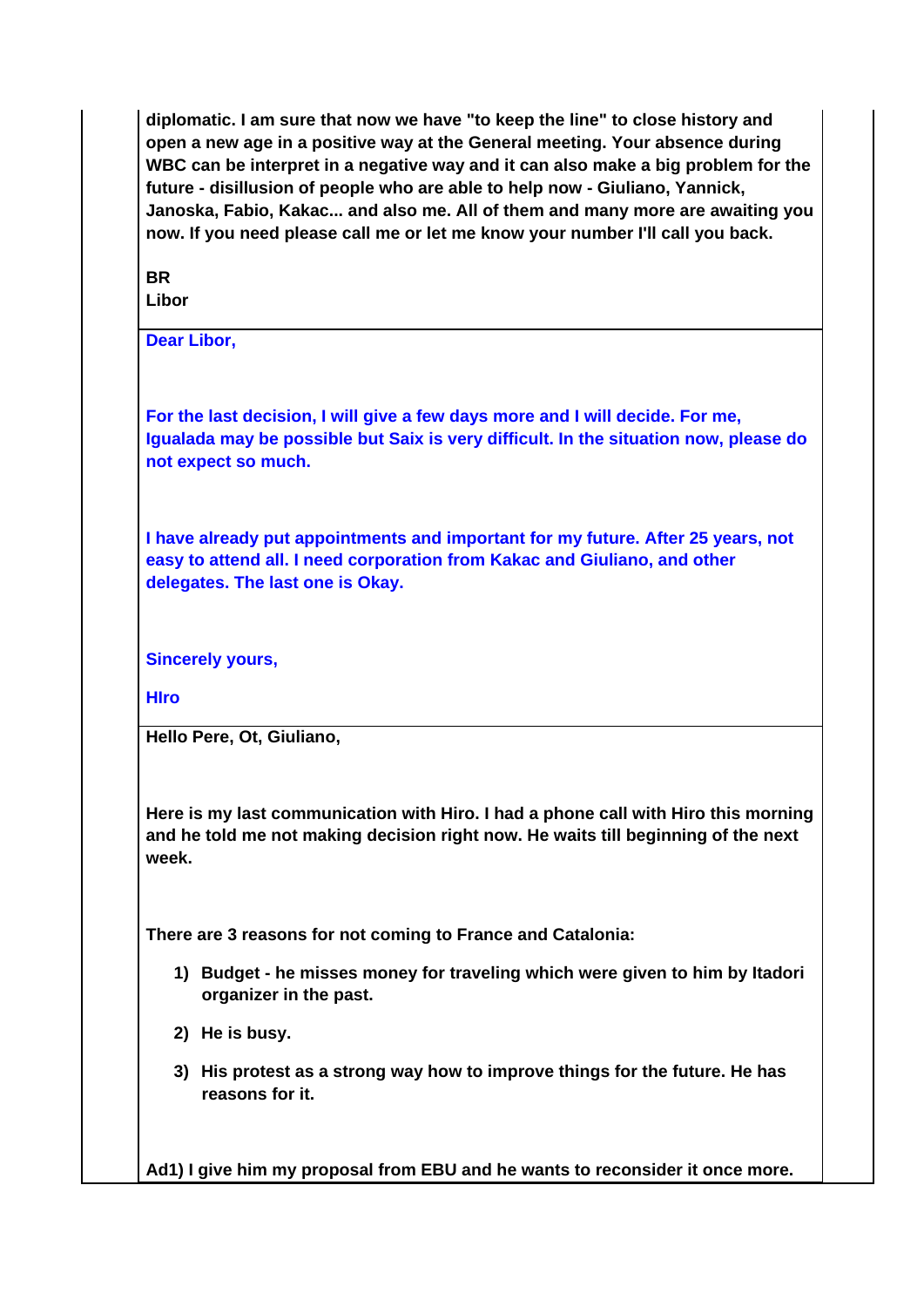**diplomatic. I am sure that now we have "to keep the line" to close history and open a new age in a positive way at the General meeting. Your absence during WBC can be interpret in a negative way and it can also make a big problem for the future - disillusion of people who are able to help now - Giuliano, Yannick, Janoska, Fabio, Kakac... and also me. All of them and many more are awaiting you now. If you need please call me or let me know your number I'll call you back.**

**BR**
**Libor**

---

**Dear Libor,**

**For the last decision, I will give a few days more and I will decide. For me, Igualada may be possible but Saix is very difficult. In the situation now, please do not expect so much.**

**I have already put appointments and important for my future. After 25 years, not easy to attend all. I need corporation from Kakac and Giuliano, and other delegates. The last one is Okay.**

**Sincerely yours,**

**HIro**

---

**Hello Pere, Ot, Giuliano,**

**Here is my last communication with Hiro. I had a phone call with Hiro this morning and he told me not making decision right now. He waits till beginning of the next week.**

**There are 3 reasons for not coming to France and Catalonia:**

1) **Budget - he misses money for traveling which were given to him by Itadori organizer in the past.**
2) **He is busy.**
3) **His protest as a strong way how to improve things for the future. He has reasons for it.**

**Ad1) I give him my proposal from EBU and he wants to reconsider it once more.**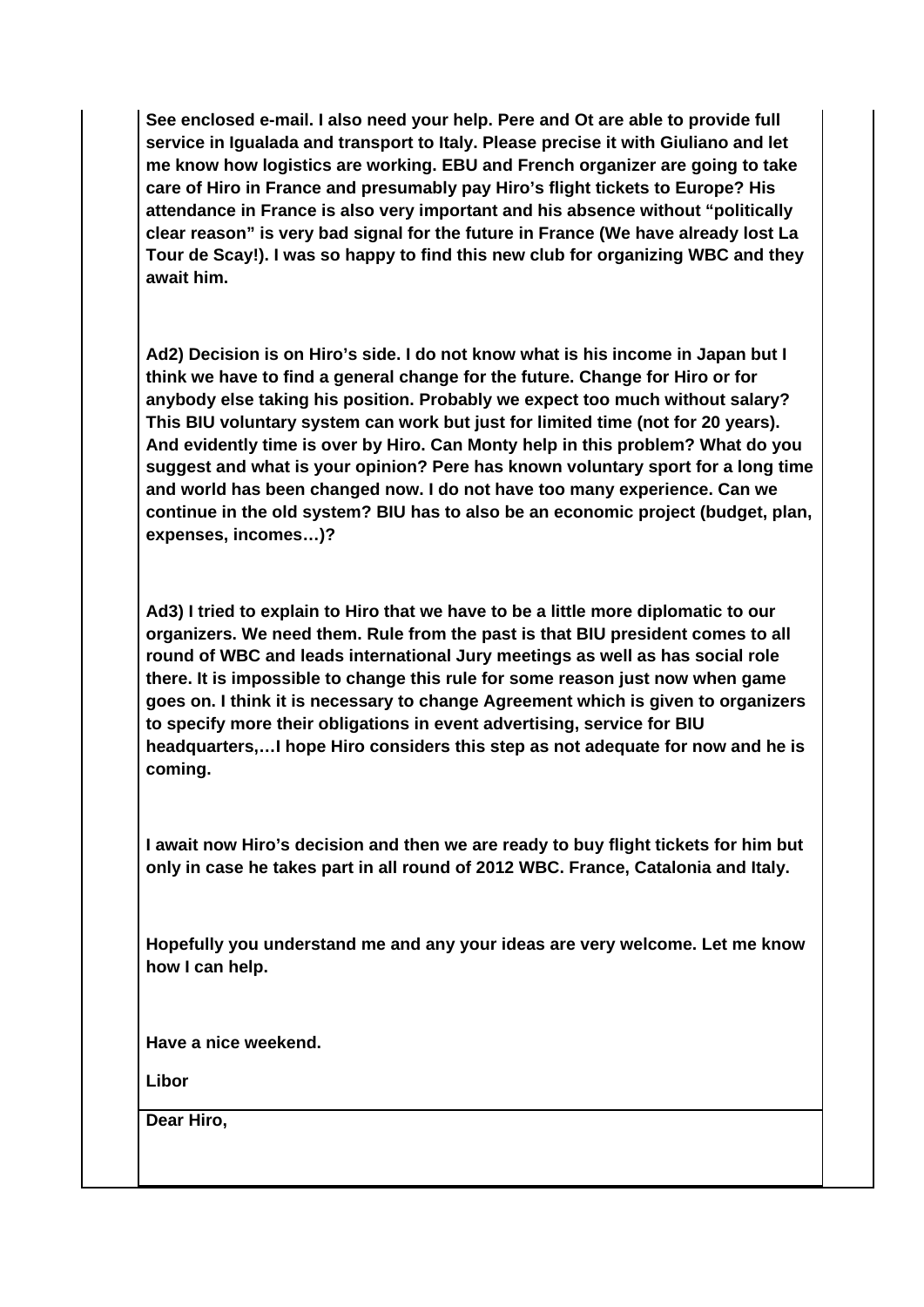**See enclosed e-mail. I also need your help. Pere and Ot are able to provide full service in Igualada and transport to Italy. Please precise it with Giuliano and let me know how logistics are working. EBU and French organizer are going to take care of Hiro in France and presumably pay Hiro's flight tickets to Europe? His attendance in France is also very important and his absence without "politically clear reason" is very bad signal for the future in France (We have already lost La Tour de Scay!). I was so happy to find this new club for organizing WBC and they await him.**

**Ad2) Decision is on Hiro's side. I do not know what is his income in Japan but I think we have to find a general change for the future. Change for Hiro or for anybody else taking his position. Probably we expect too much without salary? This BIU voluntary system can work but just for limited time (not for 20 years). And evidently time is over by Hiro. Can Monty help in this problem? What do you suggest and what is your opinion? Pere has known voluntary sport for a long time and world has been changed now. I do not have too many experience. Can we continue in the old system? BIU has to also be an economic project (budget, plan, expenses, incomes…)?**

**Ad3) I tried to explain to Hiro that we have to be a little more diplomatic to our organizers. We need them. Rule from the past is that BIU president comes to all round of WBC and leads international Jury meetings as well as has social role there. It is impossible to change this rule for some reason just now when game goes on. I think it is necessary to change Agreement which is given to organizers to specify more their obligations in event advertising, service for BIU headquarters,…I hope Hiro considers this step as not adequate for now and he is coming.**

**I await now Hiro's decision and then we are ready to buy flight tickets for him but only in case he takes part in all round of 2012 WBC. France, Catalonia and Italy.**

**Hopefully you understand me and any your ideas are very welcome. Let me know how I can help.**

**Have a nice weekend.**

**Libor**

---

**Dear Hiro,**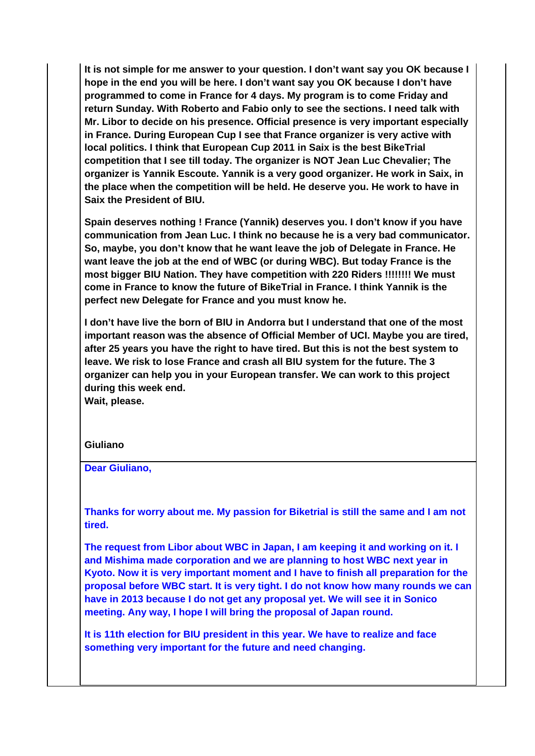**It is not simple for me answer to your question. I don't want say you OK because I hope in the end you will be here. I don't want say you OK because I don't have programmed to come in France for 4 days. My program is to come Friday and return Sunday. With Roberto and Fabio only to see the sections. I need talk with Mr. Libor to decide on his presence. Official presence is very important especially in France. During European Cup I see that France organizer is very active with local politics. I think that European Cup 2011 in Saix is the best BikeTrial competition that I see till today. The organizer is NOT Jean Luc Chevalier; The organizer is Yannik Escoute. Yannik is a very good organizer. He work in Saix, in the place when the competition will be held. He deserve you. He work to have in Saix the President of BIU.**

**Spain deserves nothing ! France (Yannik) deserves you. I don't know if you have communication from Jean Luc. I think no because he is a very bad communicator. So, maybe, you don't know that he want leave the job of Delegate in France. He want leave the job at the end of WBC (or during WBC). But today France is the most bigger BIU Nation. They have competition with 220 Riders !!!!!!!! We must come in France to know the future of BikeTrial in France. I think Yannik is the perfect new Delegate for France and you must know he.**

**I don't have live the born of BIU in Andorra but I understand that one of the most important reason was the absence of Official Member of UCI. Maybe you are tired, after 25 years you have the right to have tired. But this is not the best system to leave. We risk to lose France and crash all BIU system for the future. The 3 organizer can help you in your European transfer. We can work to this project during this week end.**
**Wait, please.**

**Giuliano**

---

**Dear Giuliano,**

**Thanks for worry about me. My passion for Biketrial is still the same and I am not tired.**

**The request from Libor about WBC in Japan, I am keeping it and working on it. I and Mishima made corporation and we are planning to host WBC next year in Kyoto. Now it is very important moment and I have to finish all preparation for the proposal before WBC start. It is very tight. I do not know how many rounds we can have in 2013 because I do not get any proposal yet. We will see it in Sonico meeting. Any way, I hope I will bring the proposal of Japan round.**

**It is 11th election for BIU president in this year. We have to realize and face something very important for the future and need changing.**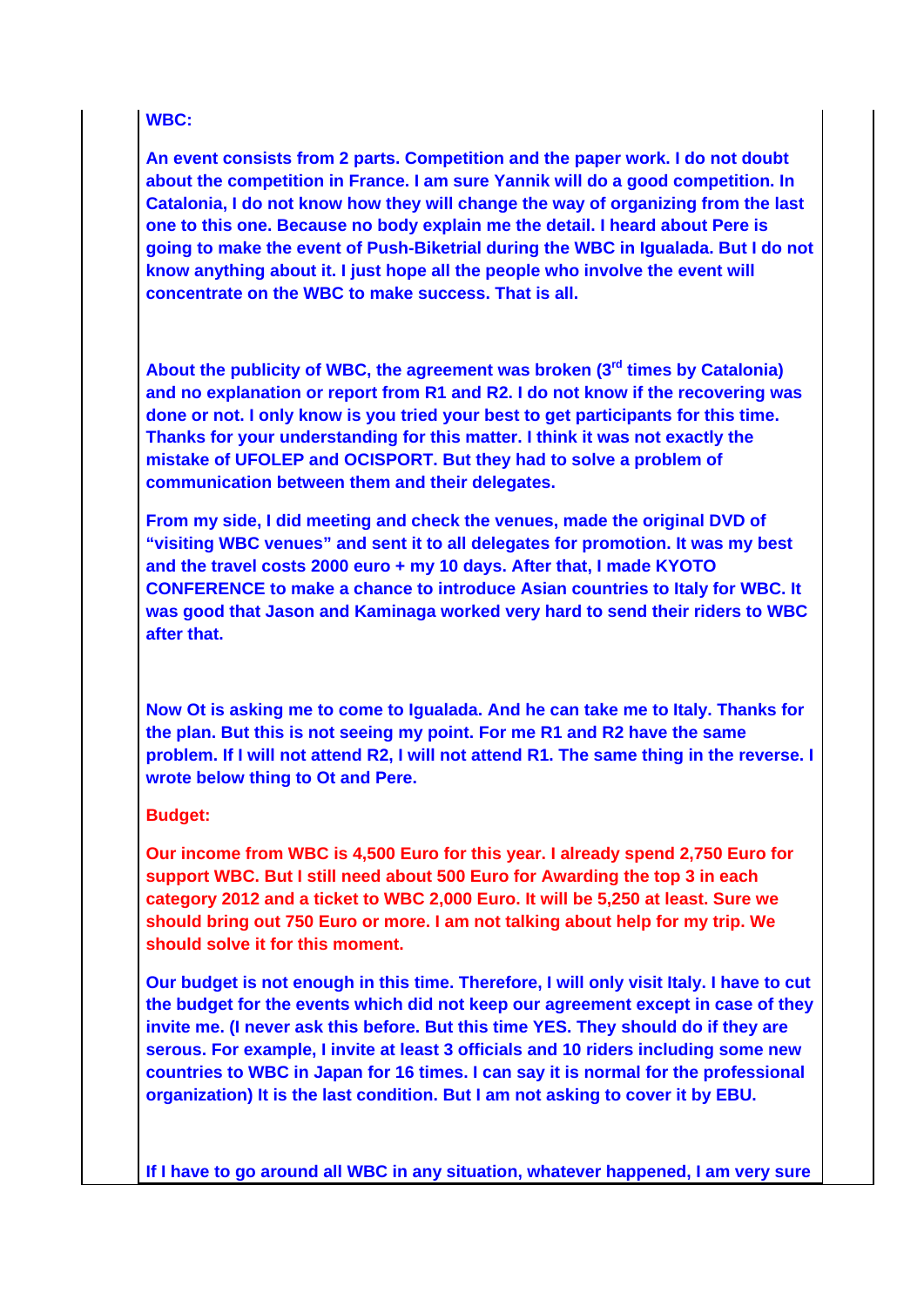**WBC:**

**An event consists from 2 parts. Competition and the paper work. I do not doubt about the competition in France. I am sure Yannik will do a good competition. In Catalonia, I do not know how they will change the way of organizing from the last one to this one. Because no body explain me the detail. I heard about Pere is going to make the event of Push-Biketrial during the WBC in Igualada. But I do not know anything about it. I just hope all the people who involve the event will concentrate on the WBC to make success. That is all.**

**About the publicity of WBC, the agreement was broken (3rd times by Catalonia) and no explanation or report from R1 and R2. I do not know if the recovering was done or not. I only know is you tried your best to get participants for this time. Thanks for your understanding for this matter. I think it was not exactly the mistake of UFOLEP and OCISPORT. But they had to solve a problem of communication between them and their delegates.**

**From my side, I did meeting and check the venues, made the original DVD of "visiting WBC venues" and sent it to all delegates for promotion. It was my best and the travel costs 2000 euro + my 10 days. After that, I made KYOTO CONFERENCE to make a chance to introduce Asian countries to Italy for WBC. It was good that Jason and Kaminaga worked very hard to send their riders to WBC after that.**

**Now Ot is asking me to come to Igualada. And he can take me to Italy. Thanks for the plan. But this is not seeing my point. For me R1 and R2 have the same problem. If I will not attend R2, I will not attend R1. The same thing in the reverse. I wrote below thing to Ot and Pere.**

**Budget:**

**Our income from WBC is 4,500 Euro for this year. I already spend 2,750 Euro for support WBC. But I still need about 500 Euro for Awarding the top 3 in each category 2012 and a ticket to WBC 2,000 Euro. It will be 5,250 at least. Sure we should bring out 750 Euro or more. I am not talking about help for my trip. We should solve it for this moment.**

**Our budget is not enough in this time. Therefore, I will only visit Italy. I have to cut the budget for the events which did not keep our agreement except in case of they invite me. (I never ask this before. But this time YES. They should do if they are serous. For example, I invite at least 3 officials and 10 riders including some new countries to WBC in Japan for 16 times. I can say it is normal for the professional organization) It is the last condition. But I am not asking to cover it by EBU.**

**If I have to go around all WBC in any situation, whatever happened, I am very sure**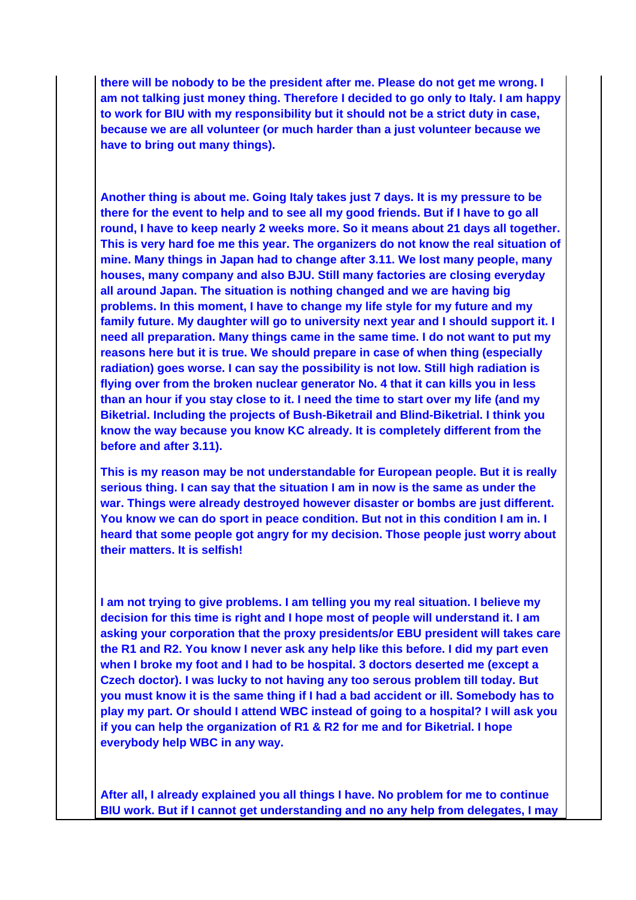**there will be nobody to be the president after me. Please do not get me wrong. I am not talking just money thing. Therefore I decided to go only to Italy. I am happy to work for BIU with my responsibility but it should not be a strict duty in case, because we are all volunteer (or much harder than a just volunteer because we have to bring out many things).**

**Another thing is about me. Going Italy takes just 7 days. It is my pressure to be there for the event to help and to see all my good friends. But if I have to go all round, I have to keep nearly 2 weeks more. So it means about 21 days all together. This is very hard foe me this year. The organizers do not know the real situation of mine. Many things in Japan had to change after 3.11. We lost many people, many houses, many company and also BJU. Still many factories are closing everyday all around Japan. The situation is nothing changed and we are having big problems. In this moment, I have to change my life style for my future and my family future. My daughter will go to university next year and I should support it. I need all preparation. Many things came in the same time. I do not want to put my reasons here but it is true. We should prepare in case of when thing (especially radiation) goes worse. I can say the possibility is not low. Still high radiation is flying over from the broken nuclear generator No. 4 that it can kills you in less than an hour if you stay close to it. I need the time to start over my life (and my Biketrial. Including the projects of Bush-Biketrail and Blind-Biketrial. I think you know the way because you know KC already. It is completely different from the before and after 3.11).**

**This is my reason may be not understandable for European people. But it is really serious thing. I can say that the situation I am in now is the same as under the war. Things were already destroyed however disaster or bombs are just different. You know we can do sport in peace condition. But not in this condition I am in. I heard that some people got angry for my decision. Those people just worry about their matters. It is selfish!**

**I am not trying to give problems. I am telling you my real situation. I believe my decision for this time is right and I hope most of people will understand it. I am asking your corporation that the proxy presidents/or EBU president will takes care the R1 and R2. You know I never ask any help like this before. I did my part even when I broke my foot and I had to be hospital. 3 doctors deserted me (except a Czech doctor). I was lucky to not having any too serous problem till today. But you must know it is the same thing if I had a bad accident or ill. Somebody has to play my part. Or should I attend WBC instead of going to a hospital? I will ask you if you can help the organization of R1 & R2 for me and for Biketrial. I hope everybody help WBC in any way.**

**After all, I already explained you all things I have. No problem for me to continue BIU work. But if I cannot get understanding and no any help from delegates, I may**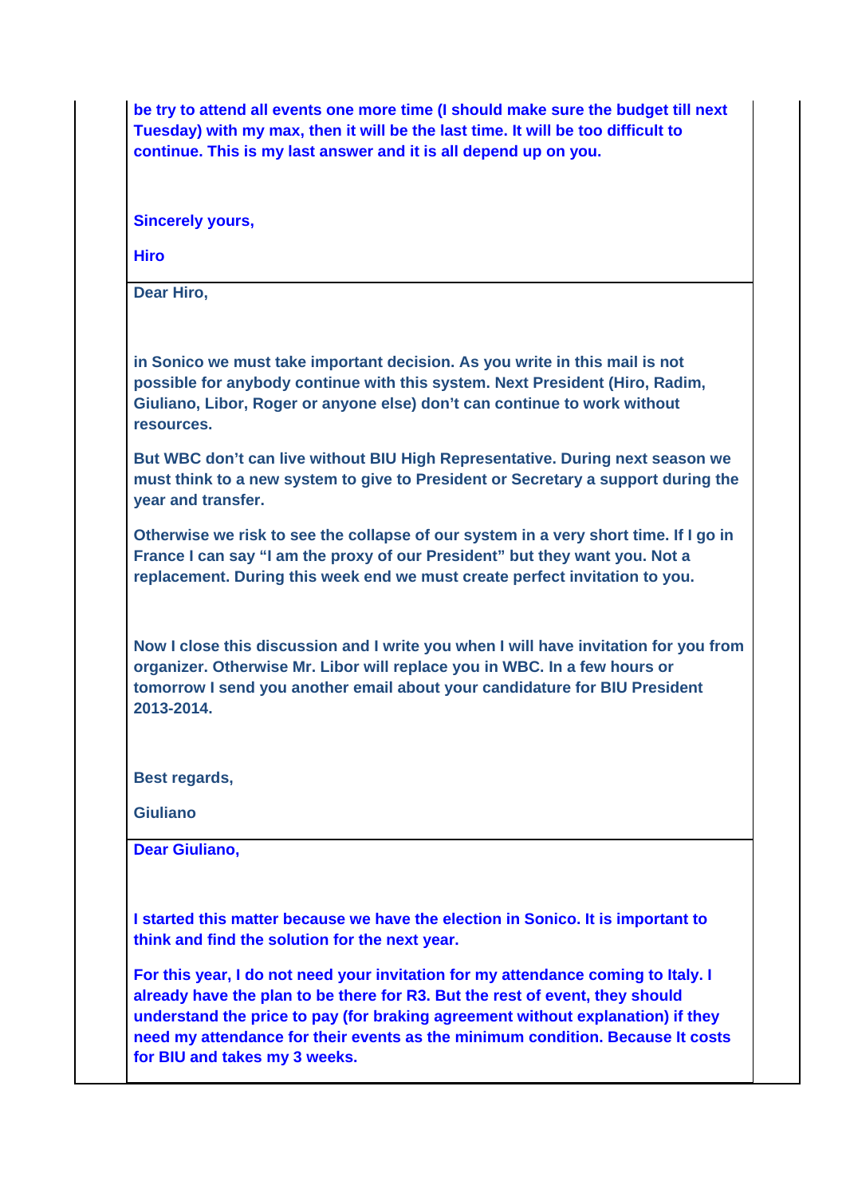be try to attend all events one more time (I should make sure the budget till next Tuesday) with my max, then it will be the last time. It will be too difficult to continue. This is my last answer and it is all depend up on you.

Sincerely yours,

Hiro

---

Dear Hiro,

in Sonico we must take important decision. As you write in this mail is not possible for anybody continue with this system. Next President (Hiro, Radim, Giuliano, Libor, Roger or anyone else) don't can continue to work without resources.

But WBC don't can live without BIU High Representative. During next season we must think to a new system to give to President or Secretary a support during the year and transfer.

Otherwise we risk to see the collapse of our system in a very short time. If I go in France I can say "I am the proxy of our President" but they want you. Not a replacement. During this week end we must create perfect invitation to you.

Now I close this discussion and I write you when I will have invitation for you from organizer. Otherwise Mr. Libor will replace you in WBC. In a few hours or tomorrow I send you another email about your candidature for BIU President 2013-2014.

Best regards,

Giuliano

---

Dear Giuliano,

I started this matter because we have the election in Sonico. It is important to think and find the solution for the next year.

For this year, I do not need your invitation for my attendance coming to Italy. I already have the plan to be there for R3. But the rest of event, they should understand the price to pay (for braking agreement without explanation) if they need my attendance for their events as the minimum condition. Because It costs for BIU and takes my 3 weeks.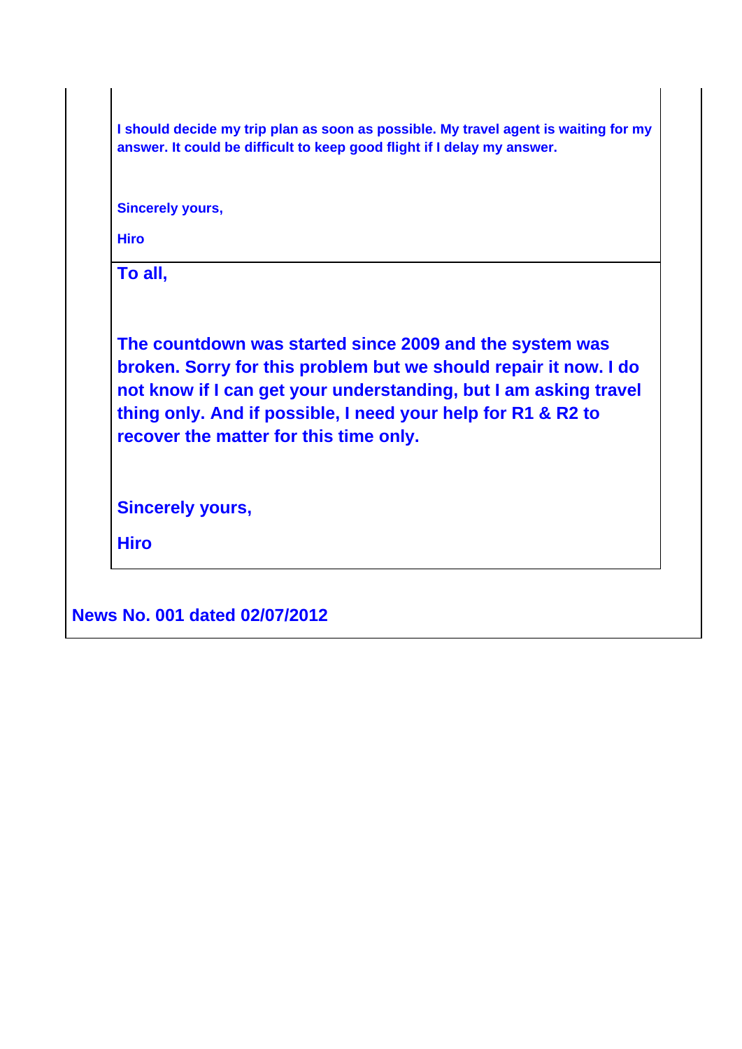**I should decide my trip plan as soon as possible. My travel agent is waiting for my answer. It could be difficult to keep good flight if I delay my answer.**

**Sincerely yours,**

**Hiro**

**To all,**

**The countdown was started since 2009 and the system was broken. Sorry for this problem but we should repair it now. I do not know if I can get your understanding, but I am asking travel thing only. And if possible, I need your help for R1 & R2 to recover the matter for this time only.**

**Sincerely yours,**

**Hiro**

**News No. 001 dated 02/07/2012**